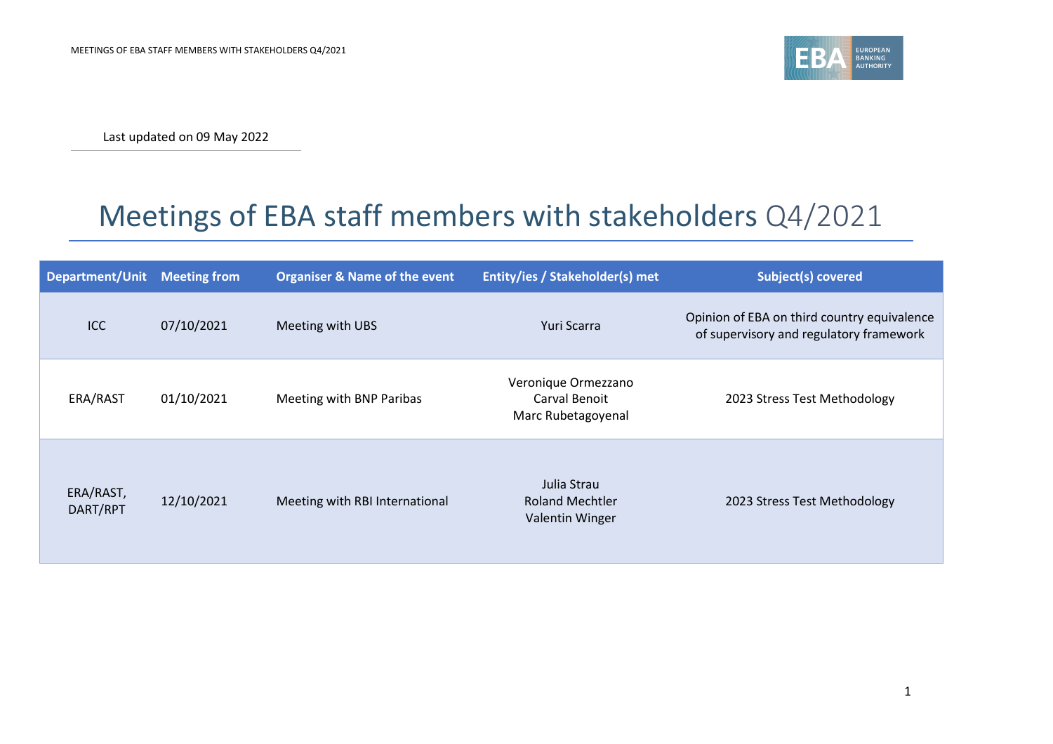Last updated on 09 May 2022

# Meetings of EBA staff members with stakeholders Q4/2021

| Department/Unit | Meeting from | Organiser & Name of the event | Entity/ies / Stakeholder(s) met | Subject(s) covered |
|---|---|---|---|---|
| ICC | 07/10/2021 | Meeting with UBS | Yuri Scarra | Opinion of EBA on third country equivalence of supervisory and regulatory framework |
| ERA/RAST | 01/10/2021 | Meeting with BNP Paribas | Veronique Ormezzano<br>Carval Benoit<br>Marc Rubetagoyenal | 2023 Stress Test Methodology |
| ERA/RAST, DART/RPT | 12/10/2021 | Meeting with RBI International | Julia Strau<br>Roland Mechtler<br>Valentin Winger | 2023 Stress Test Methodology |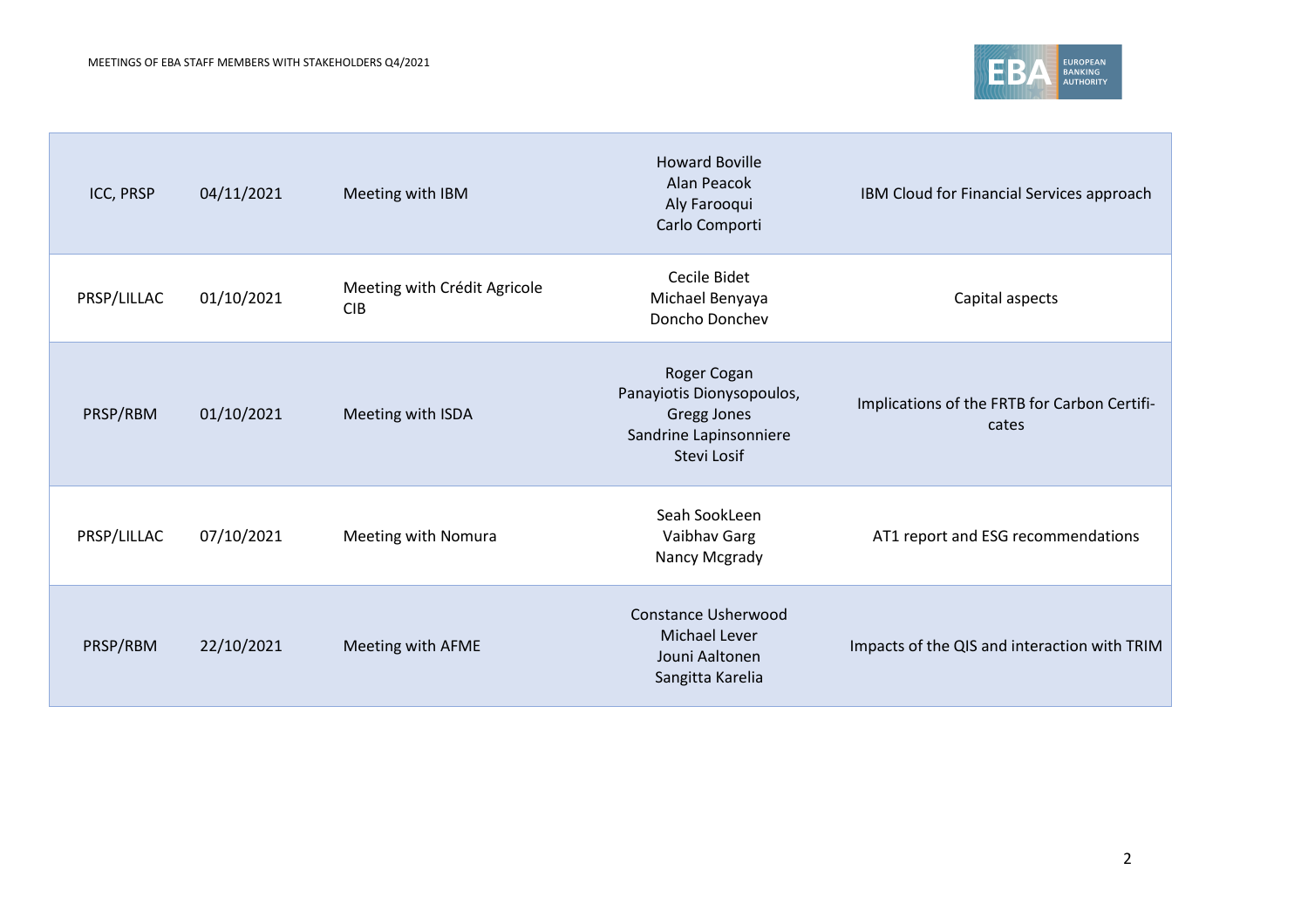| | | | | |
|---|---|---|---|---|
| ICC, PRSP | 04/11/2021 | Meeting with IBM | Howard Boville<br>Alan Peacok<br>Aly Farooqui<br>Carlo Comporti | IBM Cloud for Financial Services approach |
| PRSP/LILLAC | 01/10/2021 | Meeting with Crédit Agricole CIB | Cecile Bidet<br>Michael Benyaya<br>Doncho Donchev | Capital aspects |
| PRSP/RBM | 01/10/2021 | Meeting with ISDA | Roger Cogan<br>Panayiotis Dionysopoulos,<br>Gregg Jones<br>Sandrine Lapinsonniere<br>Stevi Losif | Implications of the FRTB for Carbon Certificates |
| PRSP/LILLAC | 07/10/2021 | Meeting with Nomura | Seah SookLeen<br>Vaibhav Garg<br>Nancy Mcgrady | AT1 report and ESG recommendations |
| PRSP/RBM | 22/10/2021 | Meeting with AFME | Constance Usherwood<br>Michael Lever<br>Jouni Aaltonen<br>Sangitta Karelia | Impacts of the QIS and interaction with TRIM |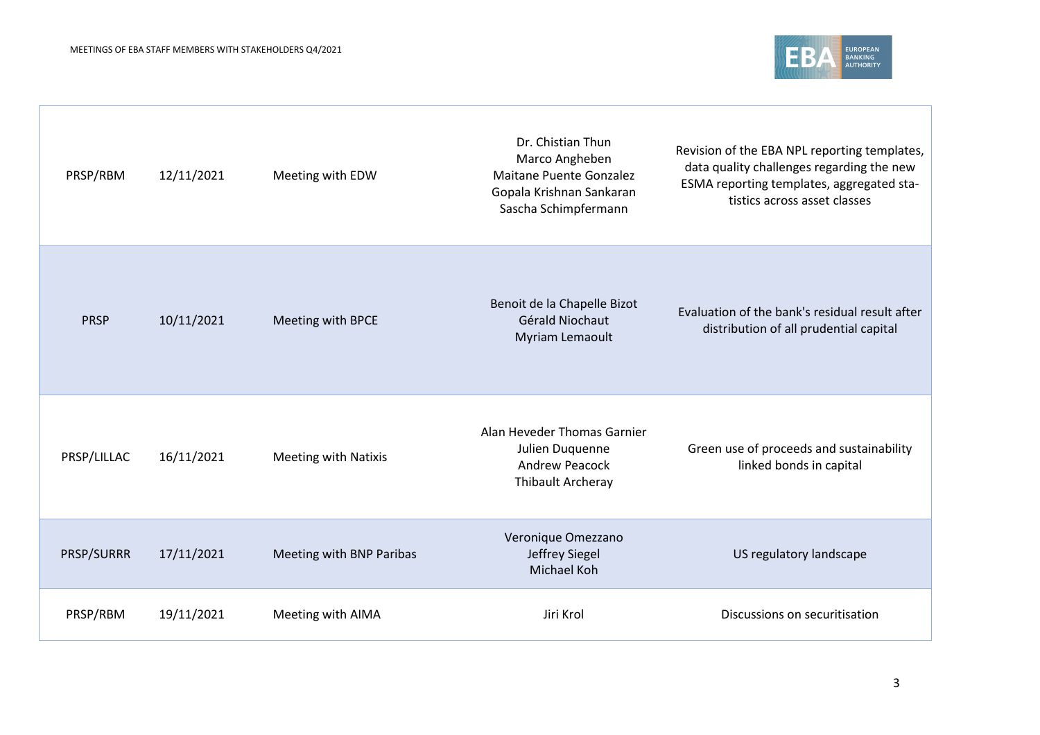| | | | | |
|---|---|---|---|---|
| PRSP/RBM | 12/11/2021 | Meeting with EDW | Dr. Chistian Thun<br>Marco Angheben<br>Maitane Puente Gonzalez<br>Gopala Krishnan Sankaran<br>Sascha Schimpfermann | Revision of the EBA NPL reporting templates, data quality challenges regarding the new ESMA reporting templates, aggregated statistics across asset classes |
| PRSP | 10/11/2021 | Meeting with BPCE | Benoit de la Chapelle Bizot<br>Gérald Niochaut<br>Myriam Lemaoult | Evaluation of the bank's residual result after distribution of all prudential capital |
| PRSP/LILLAC | 16/11/2021 | Meeting with Natixis | Alan Heveder Thomas Garnier<br>Julien Duquenne<br>Andrew Peacock<br>Thibault Archeray | Green use of proceeds and sustainability linked bonds in capital |
| PRSP/SURRR | 17/11/2021 | Meeting with BNP Paribas | Veronique Omezzano<br>Jeffrey Siegel<br>Michael Koh | US regulatory landscape |
| PRSP/RBM | 19/11/2021 | Meeting with AIMA | Jiri Krol | Discussions on securitisation |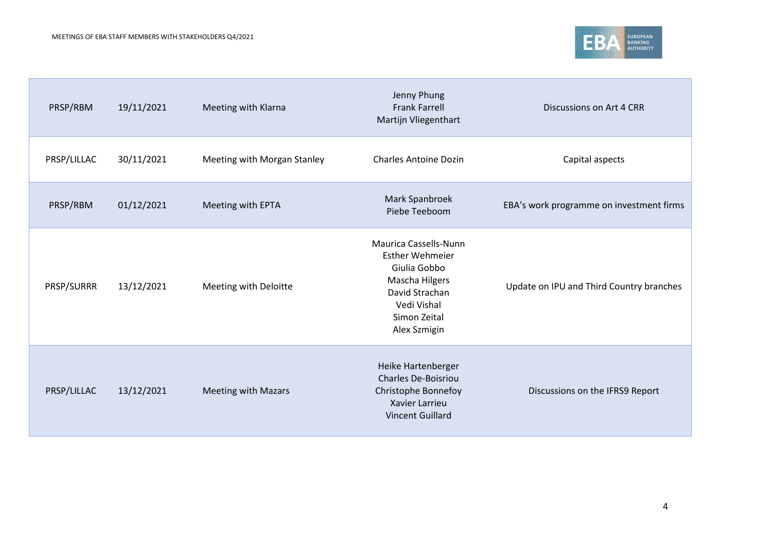| | | | | |
|---|---|---|---|---|
| PRSP/RBM | 19/11/2021 | Meeting with Klarna | Jenny Phung<br>Frank Farrell<br>Martijn Vliegenthart | Discussions on Art 4 CRR |
| PRSP/LILLAC | 30/11/2021 | Meeting with Morgan Stanley | Charles Antoine Dozin | Capital aspects |
| PRSP/RBM | 01/12/2021 | Meeting with EPTA | Mark Spanbroek<br>Piebe Teeboom | EBA's work programme on investment firms |
| PRSP/SURRR | 13/12/2021 | Meeting with Deloitte | Maurica Cassells-Nunn<br>Esther Wehmeier<br>Giulia Gobbo<br>Mascha Hilgers<br>David Strachan<br>Vedi Vishal<br>Simon Zeital<br>Alex Szmigin | Update on IPU and Third Country branches |
| PRSP/LILLAC | 13/12/2021 | Meeting with Mazars | Heike Hartenberger<br>Charles De-Boisriou<br>Christophe Bonnefoy<br>Xavier Larrieu<br>Vincent Guillard | Discussions on the IFRS9 Report |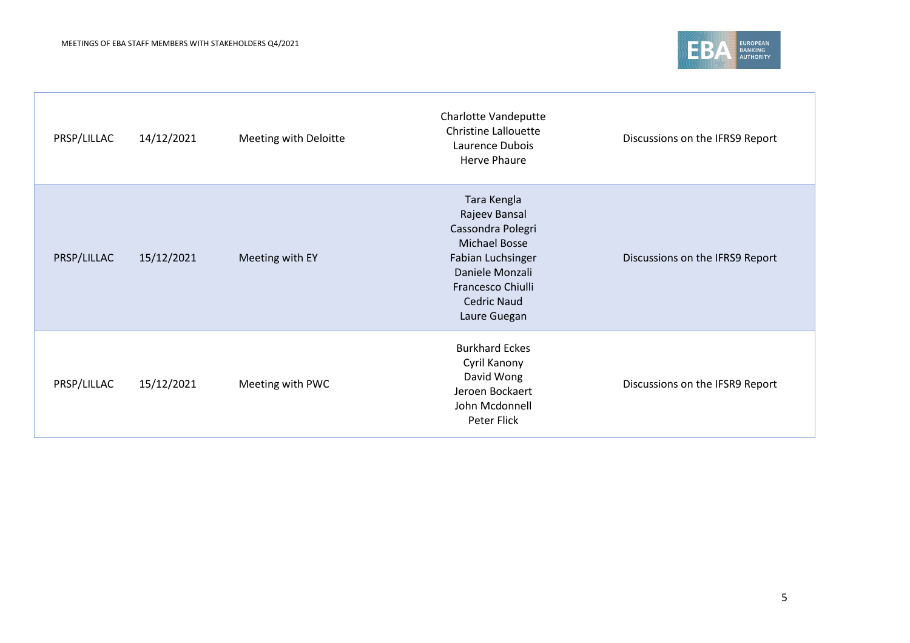| | | | | |
|---|---|---|---|---|
| PRSP/LILLAC | 14/12/2021 | Meeting with Deloitte | Charlotte Vandeputte<br>Christine Lallouette<br>Laurence Dubois<br>Herve Phaure | Discussions on the IFRS9 Report |
| PRSP/LILLAC | 15/12/2021 | Meeting with EY | Tara Kengla<br>Rajeev Bansal<br>Cassondra Polegri<br>Michael Bosse<br>Fabian Luchsinger<br>Daniele Monzali<br>Francesco Chiulli<br>Cedric Naud<br>Laure Guegan | Discussions on the IFRS9 Report |
| PRSP/LILLAC | 15/12/2021 | Meeting with PWC | Burkhard Eckes<br>Cyril Kanony<br>David Wong<br>Jeroen Bockaert<br>John Mcdonnell<br>Peter Flick | Discussions on the IFSR9 Report |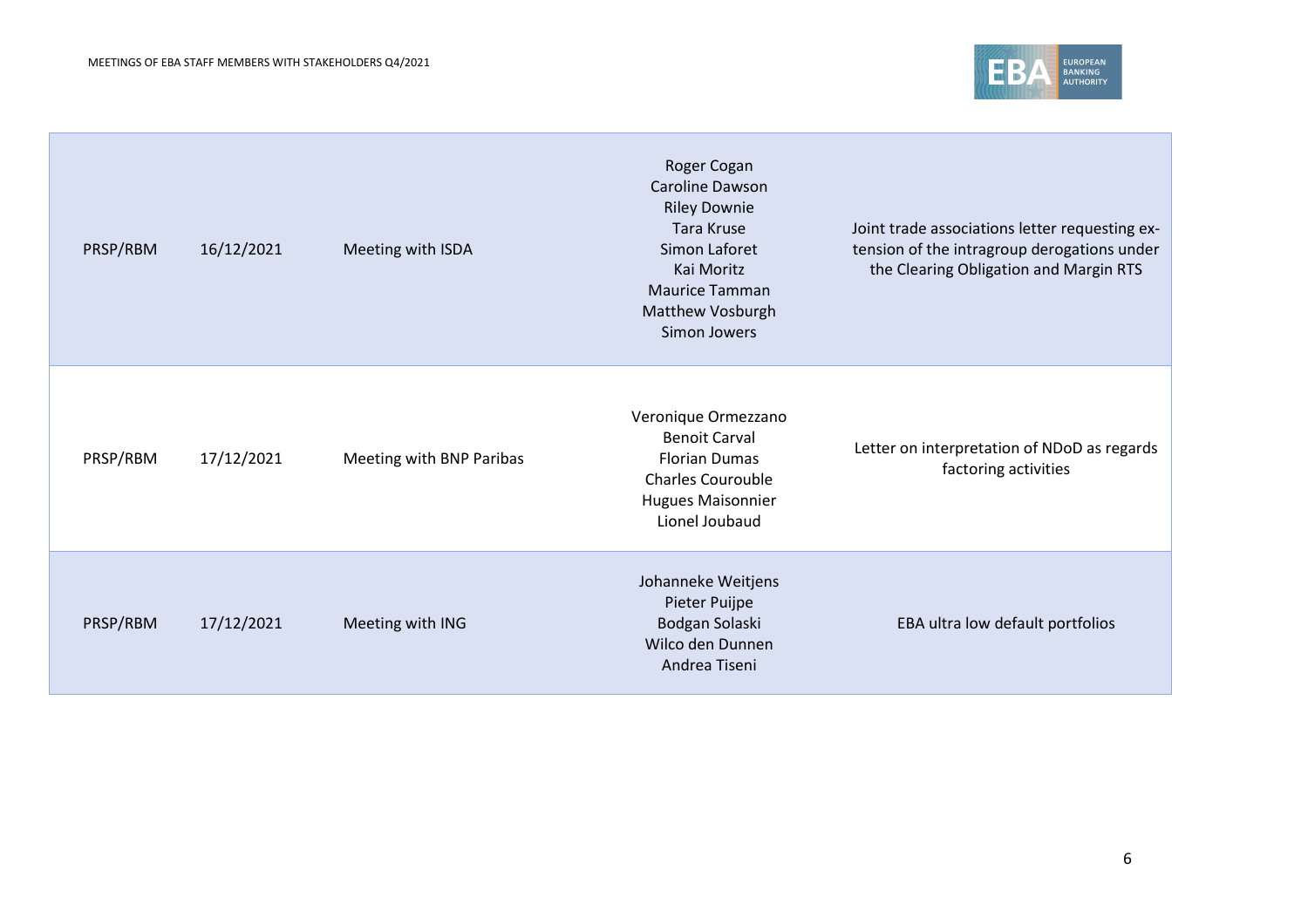| | | | | |
|---|---|---|---|---|
| PRSP/RBM | 16/12/2021 | Meeting with ISDA | Roger Cogan<br>Caroline Dawson<br>Riley Downie<br>Tara Kruse<br>Simon Laforet<br>Kai Moritz<br>Maurice Tamman<br>Matthew Vosburgh<br>Simon Jowers | Joint trade associations letter requesting extension of the intragroup derogations under the Clearing Obligation and Margin RTS |
| PRSP/RBM | 17/12/2021 | Meeting with BNP Paribas | Veronique Ormezzano<br>Benoit Carval<br>Florian Dumas<br>Charles Courouble<br>Hugues Maisonnier<br>Lionel Joubaud | Letter on interpretation of NDoD as regards factoring activities |
| PRSP/RBM | 17/12/2021 | Meeting with ING | Johanneke Weitjens<br>Pieter Puijpe<br>Bodgan Solaski<br>Wilco den Dunnen<br>Andrea Tiseni | EBA ultra low default portfolios |